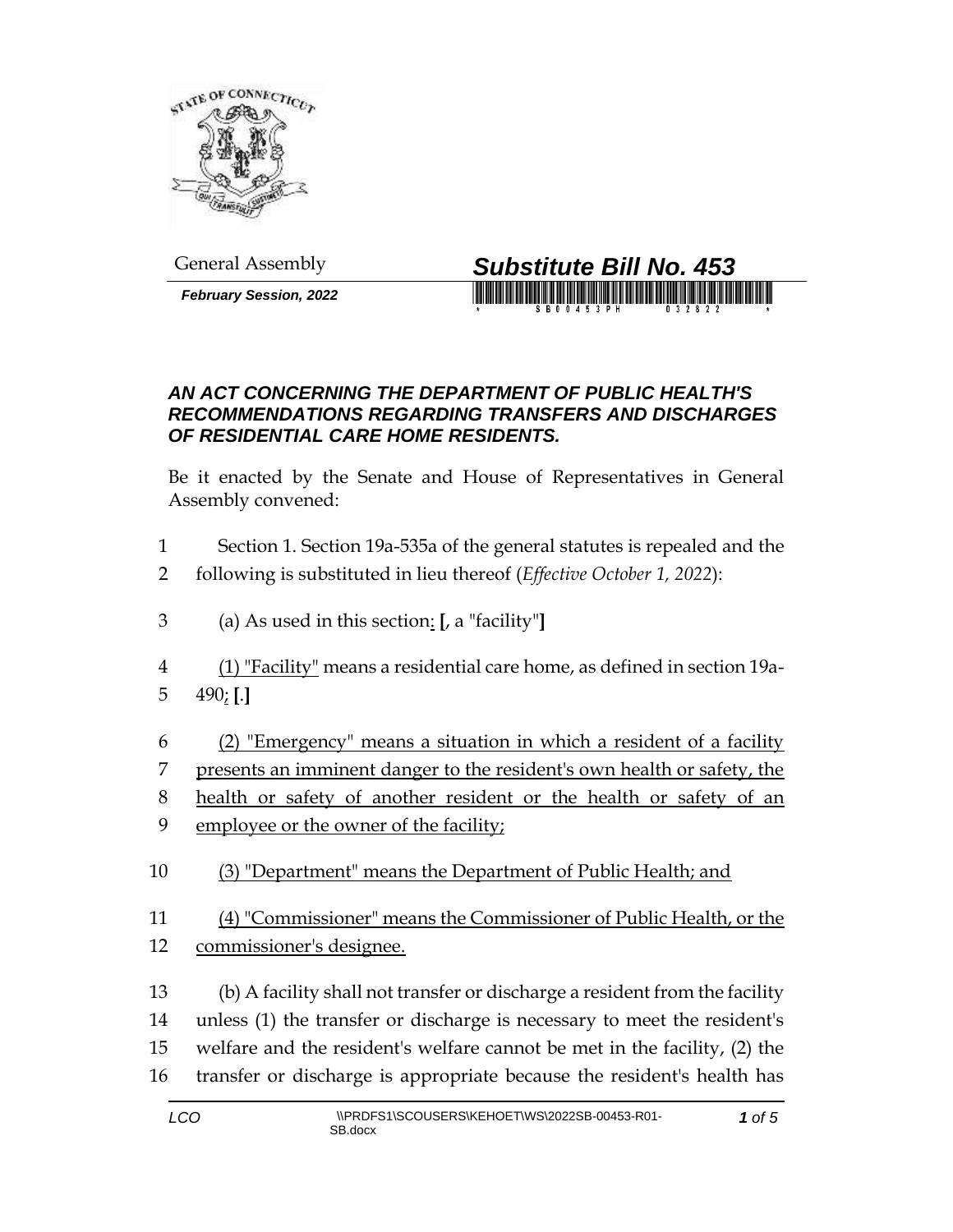General Assembly

**February Session, 2022**

# *Substitute Bill No. 453*

## *AN ACT CONCERNING THE DEPARTMENT OF PUBLIC HEALTH'S RECOMMENDATIONS REGARDING TRANSFERS AND DISCHARGES OF RESIDENTIAL CARE HOME RESIDENTS.*

Be it enacted by the Senate and House of Representatives in General Assembly convened:

1 Section 1. Section 19a-535a of the general statutes is repealed and the
2 following is substituted in lieu thereof (*Effective October 1, 2022*):

3 (a) As used in this section<u>:</u> **[**, a "facility"**]**

4 <u>(1) "Facility"</u> means a residential care home, as defined in section 19a-
5 490<u>;</u> **[**.**]**

6 <u>(2) "Emergency" means a situation in which a resident of a facility</u>
7 <u>presents an imminent danger to the resident's own health or safety, the</u>
8 <u>health or safety of another resident or the health or safety of an</u>
9 <u>employee or the owner of the facility;</u>

10 <u>(3) "Department" means the Department of Public Health; and</u>

11 <u>(4) "Commissioner" means the Commissioner of Public Health, or the</u>
12 <u>commissioner's designee.</u>

13 (b) A facility shall not transfer or discharge a resident from the facility
14 unless (1) the transfer or discharge is necessary to meet the resident's
15 welfare and the resident's welfare cannot be met in the facility, (2) the
16 transfer or discharge is appropriate because the resident's health has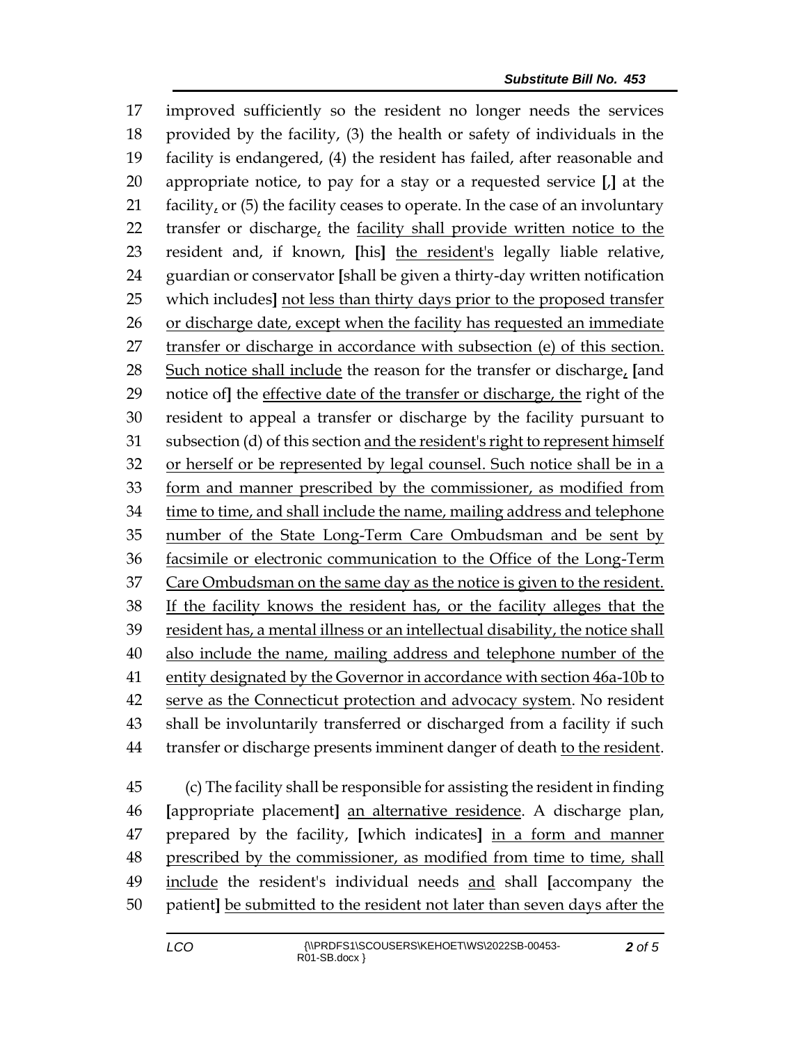improved sufficiently so the resident no longer needs the services provided by the facility, (3) the health or safety of individuals in the facility is endangered, (4) the resident has failed, after reasonable and appropriate notice, to pay for a stay or a requested service [,] at the facility, or (5) the facility ceases to operate. In the case of an involuntary transfer or discharge, the facility shall provide written notice to the resident and, if known, [his] the resident's legally liable relative, guardian or conservator [shall be given a thirty-day written notification which includes] not less than thirty days prior to the proposed transfer or discharge date, except when the facility has requested an immediate transfer or discharge in accordance with subsection (e) of this section. Such notice shall include the reason for the transfer or discharge, [and notice of] the effective date of the transfer or discharge, the right of the resident to appeal a transfer or discharge by the facility pursuant to subsection (d) of this section and the resident's right to represent himself or herself or be represented by legal counsel. Such notice shall be in a form and manner prescribed by the commissioner, as modified from time to time, and shall include the name, mailing address and telephone number of the State Long-Term Care Ombudsman and be sent by facsimile or electronic communication to the Office of the Long-Term Care Ombudsman on the same day as the notice is given to the resident. If the facility knows the resident has, or the facility alleges that the resident has, a mental illness or an intellectual disability, the notice shall also include the name, mailing address and telephone number of the entity designated by the Governor in accordance with section 46a-10b to serve as the Connecticut protection and advocacy system. No resident shall be involuntarily transferred or discharged from a facility if such transfer or discharge presents imminent danger of death to the resident.

(c) The facility shall be responsible for assisting the resident in finding [appropriate placement] an alternative residence. A discharge plan, prepared by the facility, [which indicates] in a form and manner prescribed by the commissioner, as modified from time to time, shall include the resident's individual needs and shall [accompany the patient] be submitted to the resident not later than seven days after the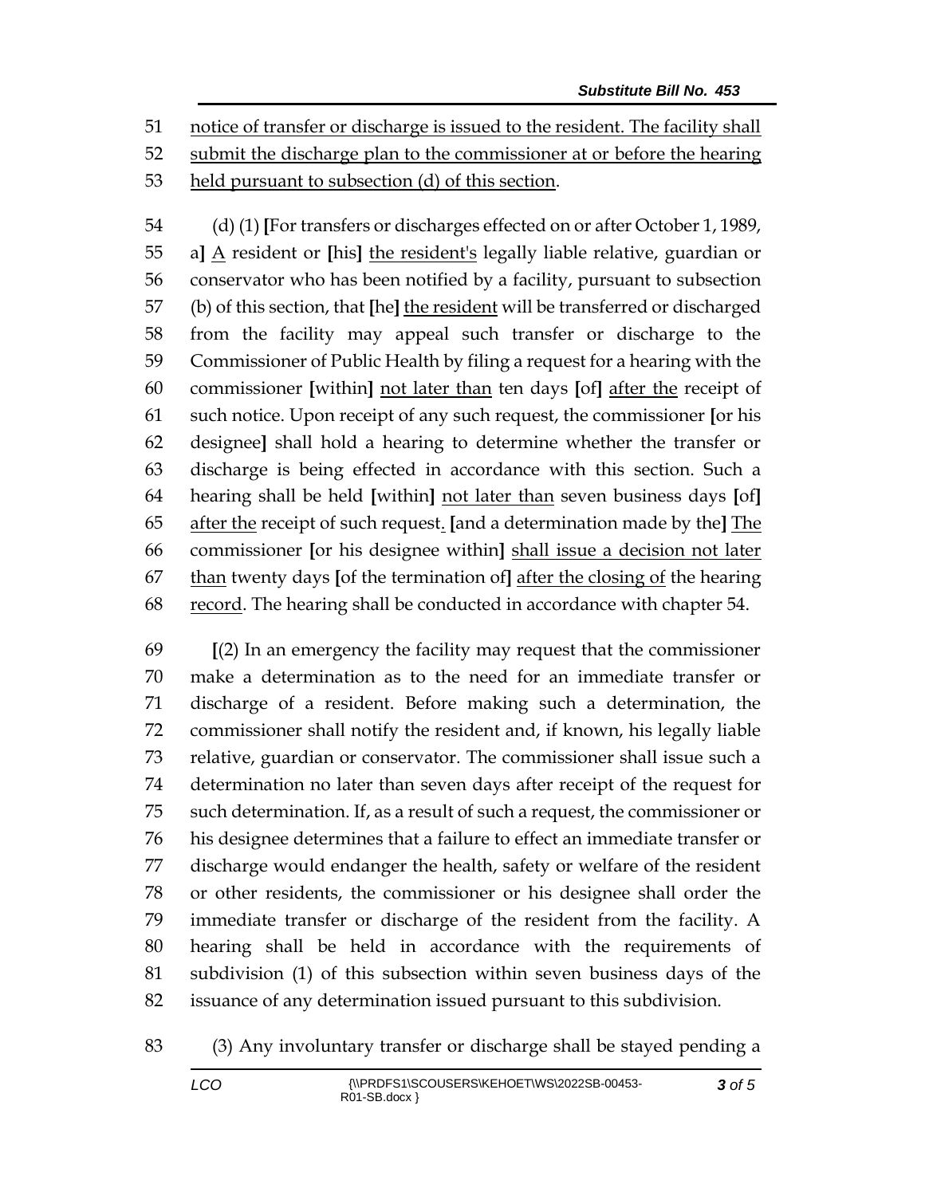notice of transfer or discharge is issued to the resident. The facility shall submit the discharge plan to the commissioner at or before the hearing held pursuant to subsection (d) of this section.

(d) (1) [For transfers or discharges effected on or after October 1, 1989, a] A resident or [his] the resident's legally liable relative, guardian or conservator who has been notified by a facility, pursuant to subsection (b) of this section, that [he] the resident will be transferred or discharged from the facility may appeal such transfer or discharge to the Commissioner of Public Health by filing a request for a hearing with the commissioner [within] not later than ten days [of] after the receipt of such notice. Upon receipt of any such request, the commissioner [or his designee] shall hold a hearing to determine whether the transfer or discharge is being effected in accordance with this section. Such a hearing shall be held [within] not later than seven business days [of] after the receipt of such request. [and a determination made by the] The commissioner [or his designee within] shall issue a decision not later than twenty days [of the termination of] after the closing of the hearing record. The hearing shall be conducted in accordance with chapter 54.

[(2) In an emergency the facility may request that the commissioner make a determination as to the need for an immediate transfer or discharge of a resident. Before making such a determination, the commissioner shall notify the resident and, if known, his legally liable relative, guardian or conservator. The commissioner shall issue such a determination no later than seven days after receipt of the request for such determination. If, as a result of such a request, the commissioner or his designee determines that a failure to effect an immediate transfer or discharge would endanger the health, safety or welfare of the resident or other residents, the commissioner or his designee shall order the immediate transfer or discharge of the resident from the facility. A hearing shall be held in accordance with the requirements of subdivision (1) of this subsection within seven business days of the issuance of any determination issued pursuant to this subdivision.

(3) Any involuntary transfer or discharge shall be stayed pending a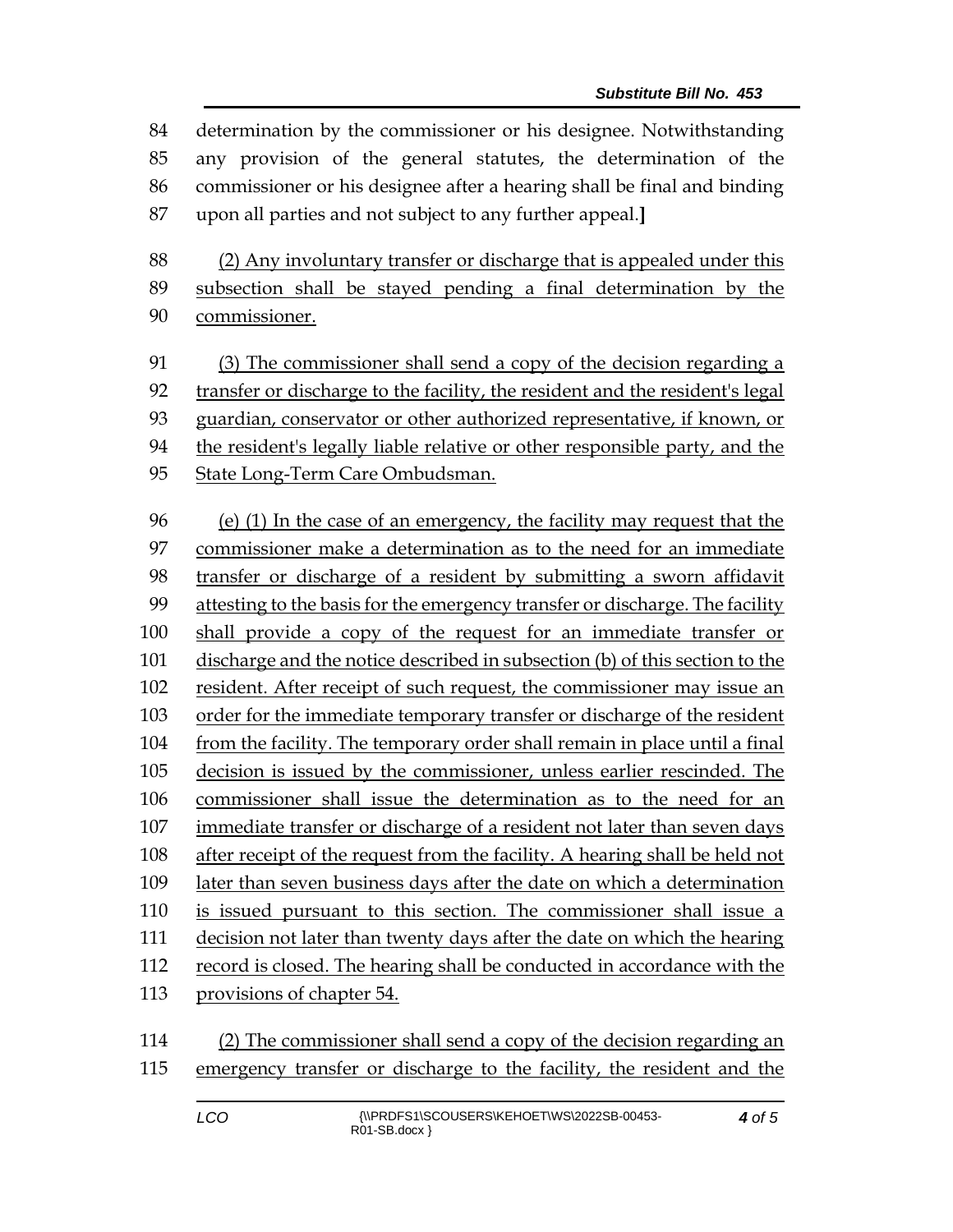determination by the commissioner or his designee. Notwithstanding any provision of the general statutes, the determination of the commissioner or his designee after a hearing shall be final and binding upon all parties and not subject to any further appeal.**]**

(2) Any involuntary transfer or discharge that is appealed under this subsection shall be stayed pending a final determination by the commissioner.

(3) The commissioner shall send a copy of the decision regarding a transfer or discharge to the facility, the resident and the resident's legal guardian, conservator or other authorized representative, if known, or the resident's legally liable relative or other responsible party, and the State Long-Term Care Ombudsman.

(e) (1) In the case of an emergency, the facility may request that the commissioner make a determination as to the need for an immediate transfer or discharge of a resident by submitting a sworn affidavit attesting to the basis for the emergency transfer or discharge. The facility shall provide a copy of the request for an immediate transfer or discharge and the notice described in subsection (b) of this section to the resident. After receipt of such request, the commissioner may issue an order for the immediate temporary transfer or discharge of the resident from the facility. The temporary order shall remain in place until a final decision is issued by the commissioner, unless earlier rescinded. The commissioner shall issue the determination as to the need for an immediate transfer or discharge of a resident not later than seven days after receipt of the request from the facility. A hearing shall be held not later than seven business days after the date on which a determination is issued pursuant to this section. The commissioner shall issue a decision not later than twenty days after the date on which the hearing record is closed. The hearing shall be conducted in accordance with the provisions of chapter 54.

(2) The commissioner shall send a copy of the decision regarding an emergency transfer or discharge to the facility, the resident and the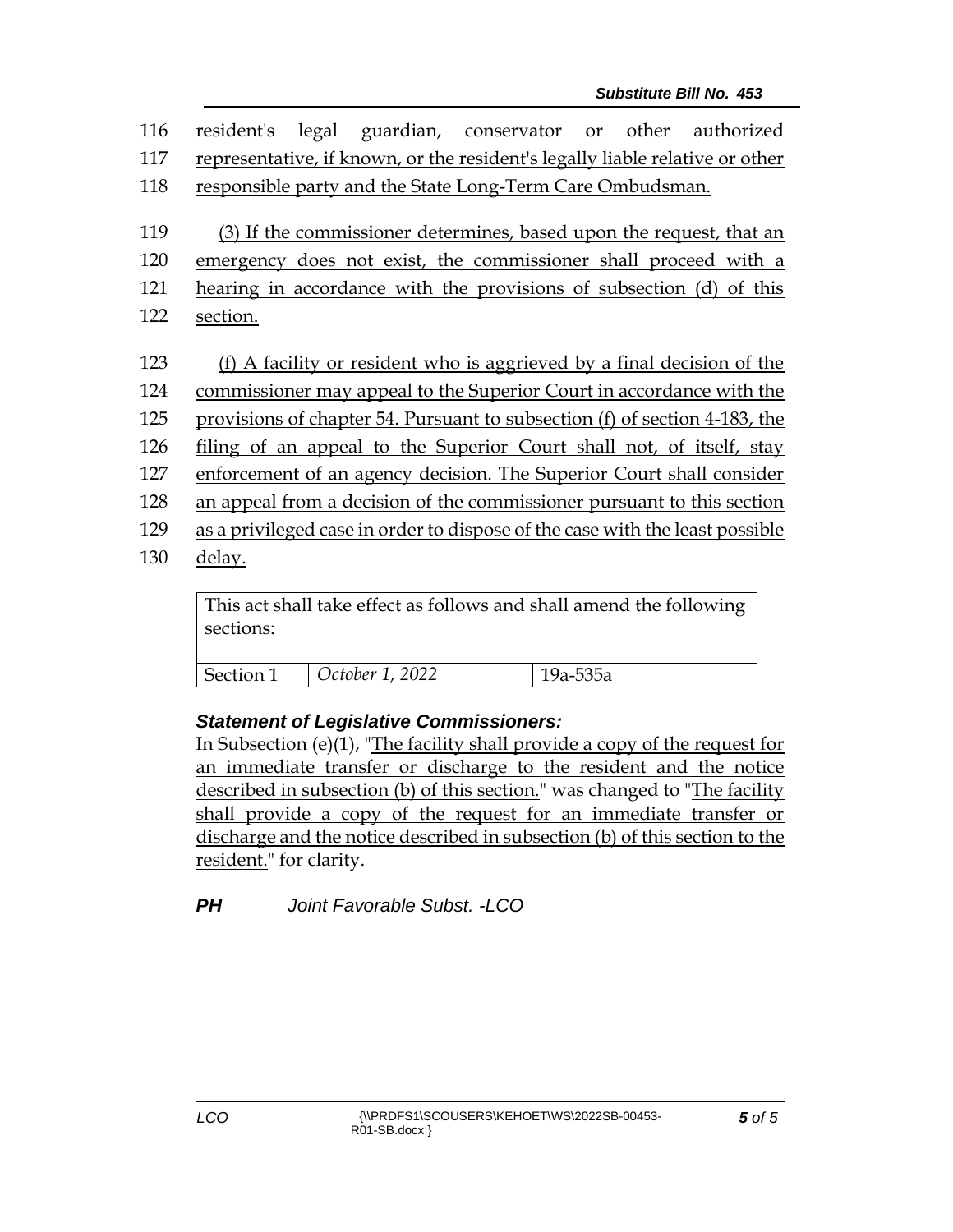116 resident's legal guardian, conservator or other authorized
117 representative, if known, or the resident's legally liable relative or other
118 responsible party and the State Long-Term Care Ombudsman.

119 (3) If the commissioner determines, based upon the request, that an
120 emergency does not exist, the commissioner shall proceed with a
121 hearing in accordance with the provisions of subsection (d) of this
122 section.

123 (f) A facility or resident who is aggrieved by a final decision of the
124 commissioner may appeal to the Superior Court in accordance with the
125 provisions of chapter 54. Pursuant to subsection (f) of section 4-183, the
126 filing of an appeal to the Superior Court shall not, of itself, stay
127 enforcement of an agency decision. The Superior Court shall consider
128 an appeal from a decision of the commissioner pursuant to this section
129 as a privileged case in order to dispose of the case with the least possible
130 delay.

| This act shall take effect as follows and shall amend the following sections: | | |
|---|---|---|
| Section 1 | *October 1, 2022* | 19a-535a |

### *Statement of Legislative Commissioners:*

In Subsection (e)(1), "The facility shall provide a copy of the request for an immediate transfer or discharge to the resident and the notice described in subsection (b) of this section." was changed to "The facility shall provide a copy of the request for an immediate transfer or discharge and the notice described in subsection (b) of this section to the resident." for clarity.

***PH*** *Joint Favorable Subst. -LCO*